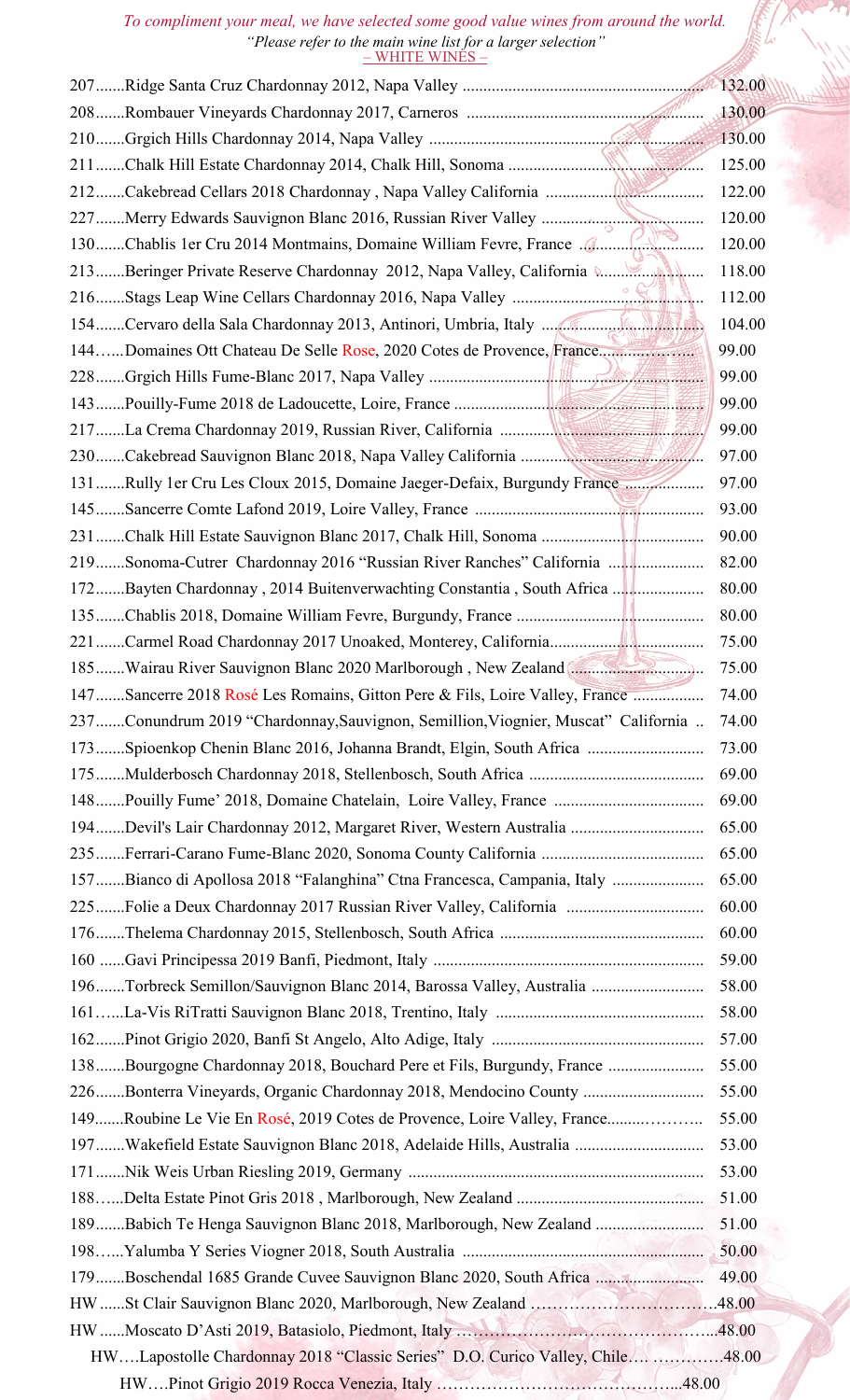*To compliment your meal, we have selected some good value wines from around the world.*

*"Please refer to the main wine list for a larger selection"*

## – WHITE WINES –

207.......Ridge Santa Cruz Chardonnay 2012, Napa Valley ........................................................ 132.00

208.......Rombauer Vineyards Chardonnay 2017, Carneros ........................................................ 130.00

210.......Grgich Hills Chardonnay 2014, Napa Valley ........................................................ 130.00

211.......Chalk Hill Estate Chardonnay 2014, Chalk Hill, Sonoma ........................................................ 125.00

212.......Cakebread Cellars 2018 Chardonnay , Napa Valley California ........................................................ 122.00

227.......Merry Edwards Sauvignon Blanc 2016, Russian River Valley ........................................................ 120.00

130.......Chablis 1er Cru 2014 Montmains, Domaine William Fevre, France ........................................................ 120.00

213.......Beringer Private Reserve Chardonnay 2012, Napa Valley, California ........................................................ 118.00

216.......Stags Leap Wine Cellars Chardonnay 2016, Napa Valley ........................................................ 112.00

154.......Cervaro della Sala Chardonnay 2013, Antinori, Umbria, Italy ........................................................ 104.00

144......Domaines Ott Chateau De Selle Rose, 2020 Cotes de Provence, France........................ 99.00

228.......Grgich Hills Fume-Blanc 2017, Napa Valley ........................................................ 99.00

143.......Pouilly-Fume 2018 de Ladoucette, Loire, France ........................................................ 99.00

217.......La Crema Chardonnay 2019, Russian River, California ........................................................ 99.00

230.......Cakebread Sauvignon Blanc 2018, Napa Valley California ........................................................ 97.00

131.......Rully 1er Cru Les Cloux 2015, Domaine Jaeger-Defaix, Burgundy France ........................ 97.00

145.......Sancerre Comte Lafond 2019, Loire Valley, France ........................................................ 93.00

231.......Chalk Hill Estate Sauvignon Blanc 2017, Chalk Hill, Sonoma ........................................................ 90.00

219.......Sonoma-Cutrer Chardonnay 2016 "Russian River Ranches" California ........................ 82.00

172.......Bayten Chardonnay , 2014 Buitenverwachting Constantia , South Africa ........................ 80.00

135.......Chablis 2018, Domaine William Fevre, Burgundy, France ........................................................ 80.00

221.......Carmel Road Chardonnay 2017 Unoaked, Monterey, California........................................ 75.00

185.......Wairau River Sauvignon Blanc 2020 Marlborough , New Zealand ........................ 75.00

147.......Sancerre 2018 Rosé Les Romains, Gitton Pere & Fils, Loire Valley, France ........................ 74.00

237.......Conundrum 2019 "Chardonnay,Sauvignon, Semillion,Viognier, Muscat" California .. 74.00

173.......Spioenkop Chenin Blanc 2016, Johanna Brandt, Elgin, South Africa ........................ 73.00

175.......Mulderbosch Chardonnay 2018, Stellenbosch, South Africa ........................................ 69.00

148.......Pouilly Fume' 2018, Domaine Chatelain, Loire Valley, France ........................................ 69.00

194.......Devil's Lair Chardonnay 2012, Margaret River, Western Australia ........................ 65.00

235.......Ferrari-Carano Fume-Blanc 2020, Sonoma County California ........................................ 65.00

157.......Bianco di Apollosa 2018 "Falanghina" Ctna Francesca, Campania, Italy ........................ 65.00

225.......Folie a Deux Chardonnay 2017 Russian River Valley, California ........................ 60.00

176.......Thelema Chardonnay 2015, Stellenbosch, South Africa ........................................ 60.00

160 ......Gavi Principessa 2019 Banfi, Piedmont, Italy ........................................................ 59.00

196.......Torbreck Semillon/Sauvignon Blanc 2014, Barossa Valley, Australia ........................ 58.00

161......La-Vis RiTratti Sauvignon Blanc 2018, Trentino, Italy ........................................ 58.00

162.......Pinot Grigio 2020, Banfi St Angelo, Alto Adige, Italy ........................................ 57.00

138.......Bourgogne Chardonnay 2018, Bouchard Pere et Fils, Burgundy, France ........................ 55.00

226.......Bonterra Vineyards, Organic Chardonnay 2018, Mendocino County ........................ 55.00

149.......Roubine Le Vie En Rosé, 2019 Cotes de Provence, Loire Valley, France.................. 55.00

197.......Wakefield Estate Sauvignon Blanc 2018, Adelaide Hills, Australia ........................ 53.00

171.......Nik Weis Urban Riesling 2019, Germany ........................................................ 53.00

188......Delta Estate Pinot Gris 2018 , Marlborough, New Zealand ........................................ 51.00

189.......Babich Te Henga Sauvignon Blanc 2018, Marlborough, New Zealand ........................ 51.00

198......Yalumba Y Series Viogner 2018, South Australia ........................................ 50.00

179.......Boschendal 1685 Grande Cuvee Sauvignon Blanc 2020, South Africa ........................ 49.00

HW ......St Clair Sauvignon Blanc 2020, Marlborough, New Zealand ..................................48.00

HW ......Moscato D'Asti 2019, Batasiolo, Piedmont, Italy ..................................................48.00

HW....Lapostolle Chardonnay 2018 "Classic Series" D.O. Curico Valley, Chile.... .............48.00

HW....Pinot Grigio 2019 Rocca Venezia, Italy ..........................................48.00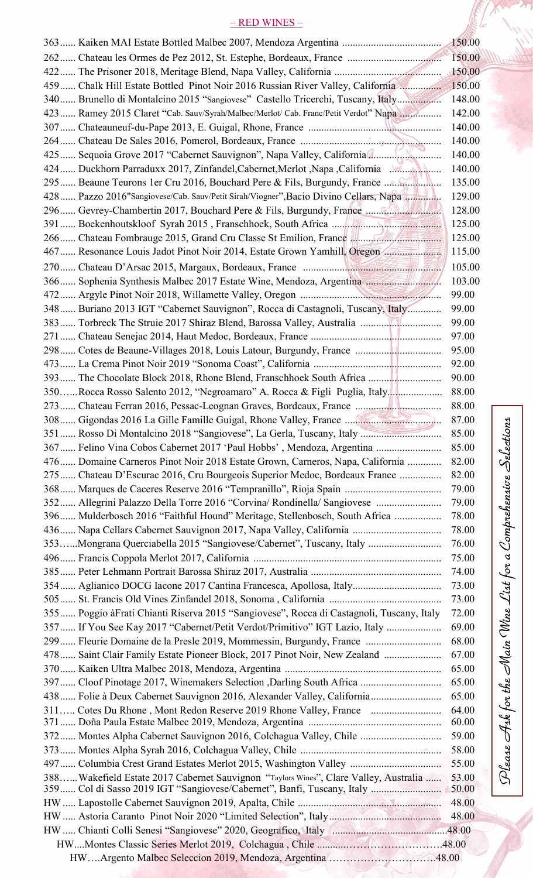## – RED WINES –

| | | |
|---|---|---|
| 363 | Kaiken MAI Estate Bottled Malbec 2007, Mendoza Argentina | 150.00 |
| 262 | Chateau les Ormes de Pez 2012, St. Estephe, Bordeaux, France | 150.00 |
| 422 | The Prisoner 2018, Meritage Blend, Napa Valley, California | 150.00 |
| 459 | Chalk Hill Estate Bottled Pinot Noir 2016 Russian River Valley, California | 150.00 |
| 340 | Brunello di Montalcino 2015 "Sangiovese" Castello Tricerchi, Tuscany, Italy | 148.00 |
| 423 | Ramey 2015 Claret "Cab. Sauv/Syrah/Malbec/Merlot/ Cab. Franc/Petit Verdot" Napa | 142.00 |
| 307 | Chateauneuf-du-Pape 2013, E. Guigal, Rhone, France | 140.00 |
| 264 | Chateau De Sales 2016, Pomerol, Bordeaux, France | 140.00 |
| 425 | Sequoia Grove 2017 "Cabernet Sauvignon", Napa Valley, California | 140.00 |
| 424 | Duckhorn Parraduxx 2017, Zinfandel,Cabernet,Merlot ,Napa ,California | 140.00 |
| 295 | Beaune Teurons 1er Cru 2016, Bouchard Pere & Fils, Burgundy, France | 135.00 |
| 428 | Pazzo 2016"Sangiovese/Cab. Sauv/Petit Sirah/Viogner",Bacio Divino Cellars, Napa | 129.00 |
| 296 | Gevrey-Chambertin 2017, Bouchard Pere & Fils, Burgundy, France | 128.00 |
| 391 | Boekenhoutskloof Syrah 2015 , Franschhoek, South Africa | 125.00 |
| 266 | Chateau Fombrauge 2015, Grand Cru Classe St Emilion, France | 125.00 |
| 467 | Resonance Louis Jadot Pinot Noir 2014, Estate Grown Yamhill, Oregon | 115.00 |
| 270 | Chateau D'Arsac 2015, Margaux, Bordeaux, France | 105.00 |
| 366 | Sophenia Synthesis Malbec 2017 Estate Wine, Mendoza, Argentina | 103.00 |
| 472 | Argyle Pinot Noir 2018, Willamette Valley, Oregon | 99.00 |
| 348 | Buriano 2013 IGT "Cabernet Sauvignon", Rocca di Castagnoli, Tuscany, Italy | 99.00 |
| 383 | Torbreck The Struie 2017 Shiraz Blend, Barossa Valley, Australia | 99.00 |
| 271 | Chateau Senejac 2014, Haut Medoc, Bordeaux, France | 97.00 |
| 298 | Cotes de Beaune-Villages 2018, Louis Latour, Burgundy, France | 95.00 |
| 473 | La Crema Pinot Noir 2019 "Sonoma Coast", California | 92.00 |
| 393 | The Chocolate Block 2018, Rhone Blend, Franschhoek South Africa | 90.00 |
| 350 | Rocca Rosso Salento 2012, "Negroamaro" A. Rocca & Figli Puglia, Italy | 88.00 |
| 273 | Chateau Ferran 2016, Pessac-Leognan Graves, Bordeaux, France | 88.00 |
| 308 | Gigondas 2016 La Gille Famille Guigal, Rhone Valley, France | 87.00 |
| 351 | Rosso Di Montalcino 2018 "Sangiovese", La Gerla, Tuscany, Italy | 85.00 |
| 367 | Felino Vina Cobos Cabernet 2017 'Paul Hobbs' , Mendoza, Argentina | 85.00 |
| 476 | Domaine Carneros Pinot Noir 2018 Estate Grown, Carneros, Napa, California | 82.00 |
| 275 | Chateau D'Escurac 2016, Cru Bourgeois Superior Medoc, Bordeaux France | 82.00 |
| 368 | Marques de Caceres Reserve 2016 "Tempranillo", Rioja Spain | 79.00 |
| 352 | Allegrini Palazzo Della Torre 2016 "Corvina/ Rondinella/ Sangiovese | 79.00 |
| 396 | Mulderbosch 2016 "Faithful Hound" Meritage, Stellenbosch, South Africa | 78.00 |
| 436 | Napa Cellars Cabernet Sauvignon 2017, Napa Valley, California | 78.00 |
| 353 | Mongrana Querciabella 2015 "Sangiovese/Cabernet", Tuscany, Italy | 76.00 |
| 496 | Francis Coppola Merlot 2017, California | 75.00 |
| 385 | Peter Lehmann Portrait Barossa Shiraz 2017, Australia | 74.00 |
| 354 | Aglianico DOCG Iacone 2017 Cantina Francesca, Apollosa, Italy | 73.00 |
| 505 | St. Francis Old Vines Zinfandel 2018, Sonoma , California | 73.00 |
| 355 | Poggio àFrati Chianti Riserva 2015 "Sangiovese", Rocca di Castagnoli, Tuscany, Italy | 72.00 |
| 357 | If You See Kay 2017 "Cabernet/Petit Verdot/Primitivo" IGT Lazio, Italy | 69.00 |
| 299 | Fleurie Domaine de la Presle 2019, Mommessin, Burgundy, France | 68.00 |
| 478 | Saint Clair Family Estate Pioneer Block, 2017 Pinot Noir, New Zealand | 67.00 |
| 370 | Kaiken Ultra Malbec 2018, Mendoza, Argentina | 65.00 |
| 397 | Cloof Pinotage 2017, Winemakers Selection ,Darling South Africa | 65.00 |
| 438 | Folie à Deux Cabernet Sauvignon 2016, Alexander Valley, California | 65.00 |
| 311 | Cotes Du Rhone , Mont Redon Reserve 2019 Rhone Valley, France | 64.00 |
| 371 | Doña Paula Estate Malbec 2019, Mendoza, Argentina | 60.00 |
| 372 | Montes Alpha Cabernet Sauvignon 2016, Colchagua Valley, Chile | 59.00 |
| 373 | Montes Alpha Syrah 2016, Colchagua Valley, Chile | 58.00 |
| 497 | Columbia Crest Grand Estates Merlot 2015, Washington Valley | 55.00 |
| 388 | Wakefield Estate 2017 Cabernet Sauvignon "Taylors Wines", Clare Valley, Australia | 53.00 |
| 359 | Col di Sasso 2019 IGT "Sangiovese/Cabernet", Banfi, Tuscany, Italy | 50.00 |
| HW | Lapostolle Cabernet Sauvignon 2019, Apalta, Chile | 48.00 |
| HW | Astoria Caranto Pinot Noir 2020 "Limited Selection", Italy | 48.00 |
| HW | Chianti Colli Senesi "Sangiovese" 2020, Geografico, Italy | 48.00 |
| HW | Montes Classic Series Merlot 2019, Colchagua , Chile | 48.00 |
| HW | Argento Malbec Seleccion 2019, Mendoza, Argentina | 48.00 |

*Please Ask for the Main Wine List for a Comprehensive Selections*